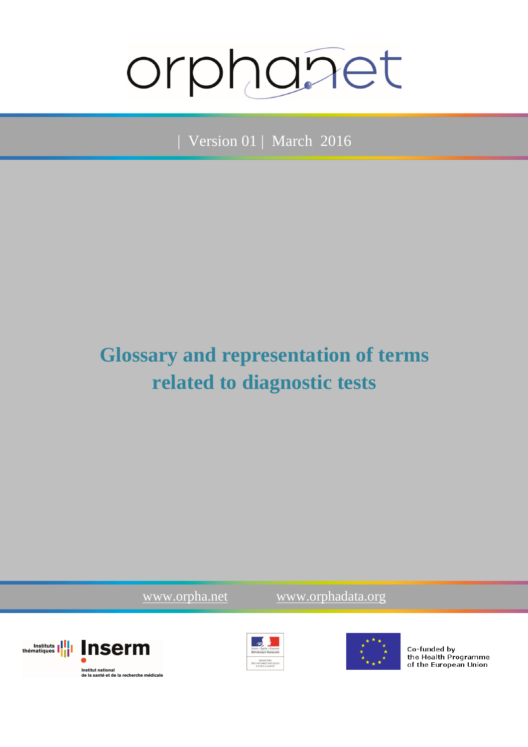orphanet

| Version 01 | March 2016

# Glossary and representation of terms related to diagnostic tests

www.orpha.net www.orphadata.org

Institut national de la santé et de la recherche médicale

Co-funded by the Health Programme of the European Union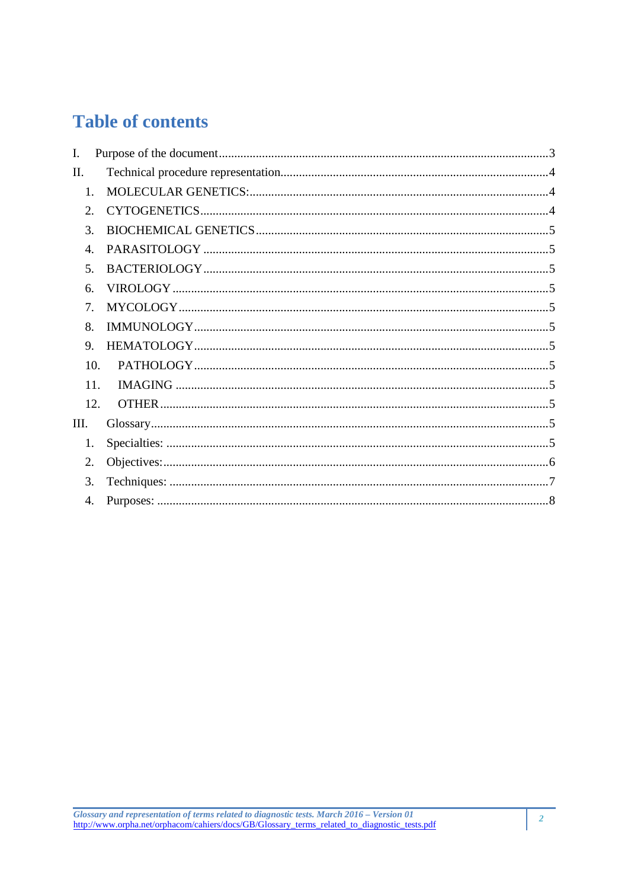# Table of contents

I. Purpose of the document .......... 3
II. Technical procedure representation .......... 4
  1. MOLECULAR GENETICS: .......... 4
  2. CYTOGENETICS .......... 4
  3. BIOCHEMICAL GENETICS .......... 5
  4. PARASITOLOGY .......... 5
  5. BACTERIOLOGY .......... 5
  6. VIROLOGY .......... 5
  7. MYCOLOGY .......... 5
  8. IMMUNOLOGY .......... 5
  9. HEMATOLOGY .......... 5
  10. PATHOLOGY .......... 5
  11. IMAGING .......... 5
  12. OTHER .......... 5
III. Glossary .......... 5
  1. Specialties: .......... 5
  2. Objectives: .......... 6
  3. Techniques: .......... 7
  4. Purposes: .......... 8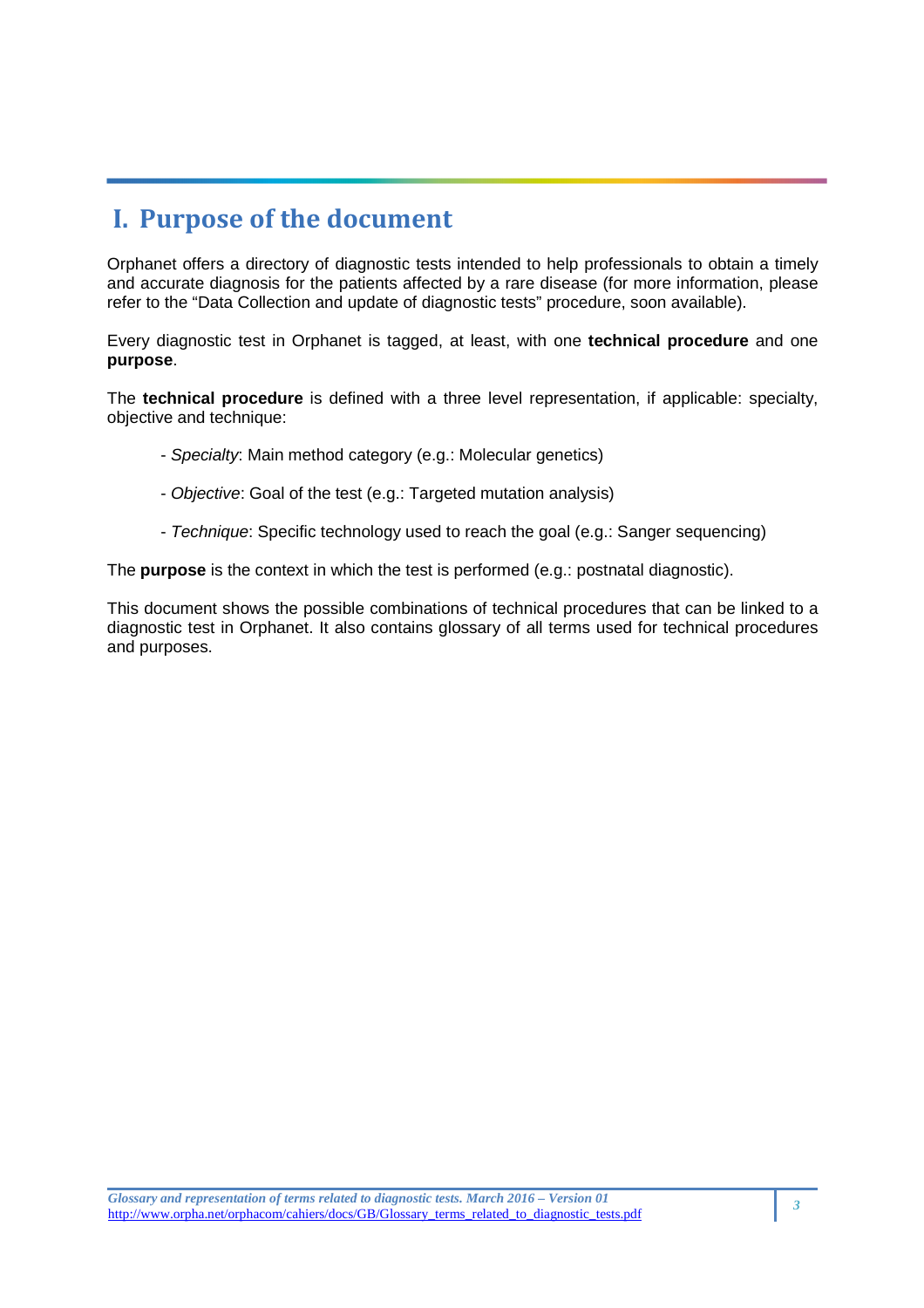# I. Purpose of the document

Orphanet offers a directory of diagnostic tests intended to help professionals to obtain a timely and accurate diagnosis for the patients affected by a rare disease (for more information, please refer to the “Data Collection and update of diagnostic tests” procedure, soon available).

Every diagnostic test in Orphanet is tagged, at least, with one **technical procedure** and one **purpose**.

The **technical procedure** is defined with a three level representation, if applicable: specialty, objective and technique:

- *Specialty*: Main method category (e.g.: Molecular genetics)
- *Objective*: Goal of the test (e.g.: Targeted mutation analysis)
- *Technique*: Specific technology used to reach the goal (e.g.: Sanger sequencing)

The **purpose** is the context in which the test is performed (e.g.: postnatal diagnostic).

This document shows the possible combinations of technical procedures that can be linked to a diagnostic test in Orphanet. It also contains glossary of all terms used for technical procedures and purposes.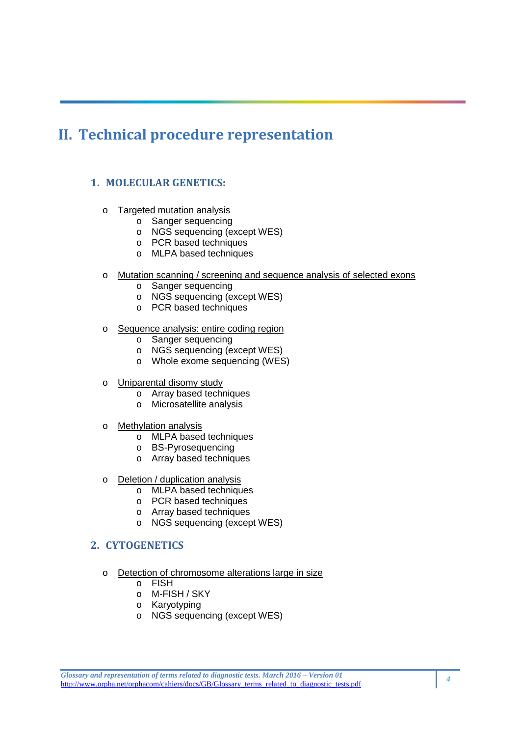# II. Technical procedure representation

## 1. MOLECULAR GENETICS:

- Targeted mutation analysis
  - Sanger sequencing
  - NGS sequencing (except WES)
  - PCR based techniques
  - MLPA based techniques

- Mutation scanning / screening and sequence analysis of selected exons
  - Sanger sequencing
  - NGS sequencing (except WES)
  - PCR based techniques

- Sequence analysis: entire coding region
  - Sanger sequencing
  - NGS sequencing (except WES)
  - Whole exome sequencing (WES)

- Uniparental disomy study
  - Array based techniques
  - Microsatellite analysis

- Methylation analysis
  - MLPA based techniques
  - BS-Pyrosequencing
  - Array based techniques

- Deletion / duplication analysis
  - MLPA based techniques
  - PCR based techniques
  - Array based techniques
  - NGS sequencing (except WES)

## 2. CYTOGENETICS

- Detection of chromosome alterations large in size
  - FISH
  - M-FISH / SKY
  - Karyotyping
  - NGS sequencing (except WES)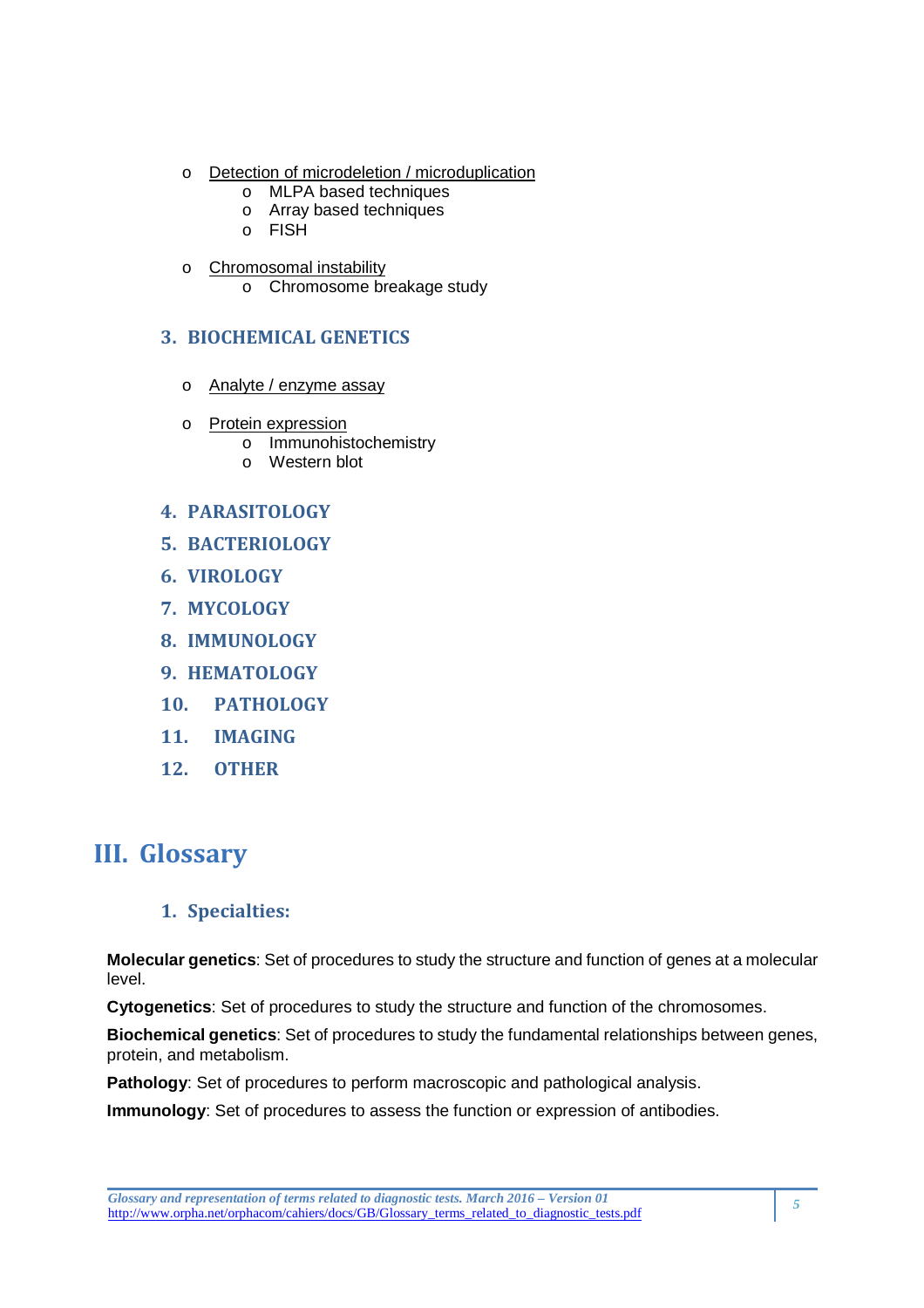- Detection of microdeletion / microduplication
  - MLPA based techniques
  - Array based techniques
  - FISH

- Chromosomal instability
  - Chromosome breakage study

### 3. BIOCHEMICAL GENETICS

- Analyte / enzyme assay

- Protein expression
  - Immunohistochemistry
  - Western blot

### 4. PARASITOLOGY

### 5. BACTERIOLOGY

### 6. VIROLOGY

### 7. MYCOLOGY

### 8. IMMUNOLOGY

### 9. HEMATOLOGY

### 10. PATHOLOGY

### 11. IMAGING

### 12. OTHER

# III. Glossary

## 1. Specialties:

**Molecular genetics**: Set of procedures to study the structure and function of genes at a molecular level.

**Cytogenetics**: Set of procedures to study the structure and function of the chromosomes.

**Biochemical genetics**: Set of procedures to study the fundamental relationships between genes, protein, and metabolism.

**Pathology**: Set of procedures to perform macroscopic and pathological analysis.

**Immunology**: Set of procedures to assess the function or expression of antibodies.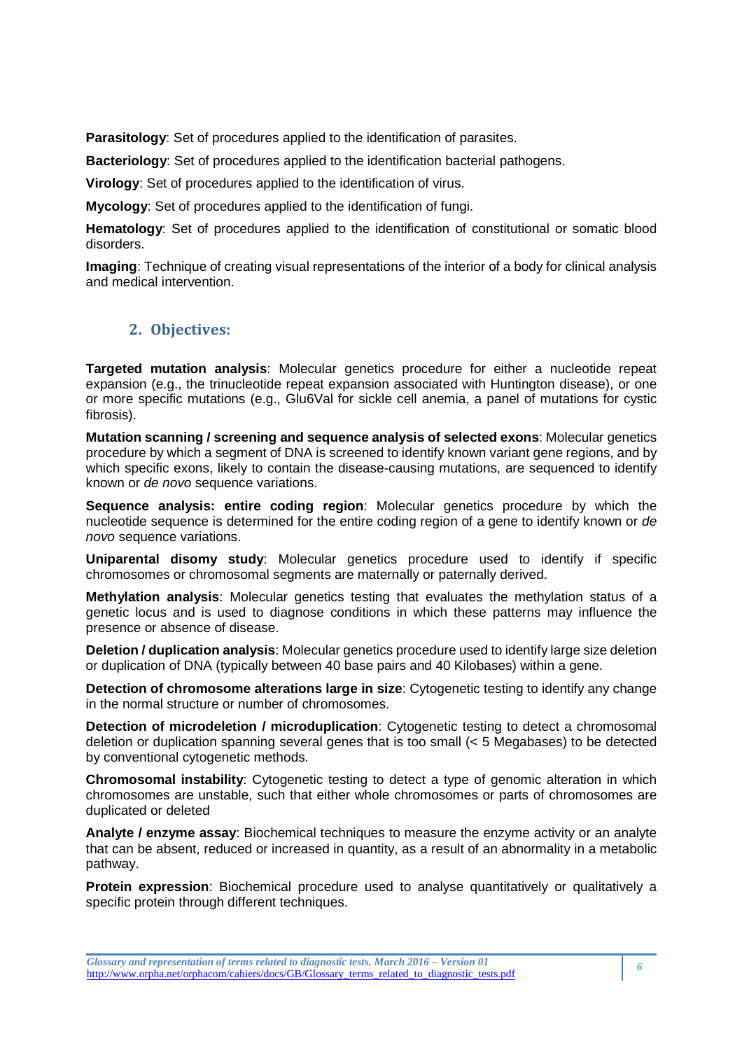**Parasitology**: Set of procedures applied to the identification of parasites.

**Bacteriology**: Set of procedures applied to the identification bacterial pathogens.

**Virology**: Set of procedures applied to the identification of virus.

**Mycology**: Set of procedures applied to the identification of fungi.

**Hematology**: Set of procedures applied to the identification of constitutional or somatic blood disorders.

**Imaging**: Technique of creating visual representations of the interior of a body for clinical analysis and medical intervention.

## 2. Objectives:

**Targeted mutation analysis**: Molecular genetics procedure for either a nucleotide repeat expansion (e.g., the trinucleotide repeat expansion associated with Huntington disease), or one or more specific mutations (e.g., Glu6Val for sickle cell anemia, a panel of mutations for cystic fibrosis).

**Mutation scanning / screening and sequence analysis of selected exons**: Molecular genetics procedure by which a segment of DNA is screened to identify known variant gene regions, and by which specific exons, likely to contain the disease-causing mutations, are sequenced to identify known or *de novo* sequence variations.

**Sequence analysis: entire coding region**: Molecular genetics procedure by which the nucleotide sequence is determined for the entire coding region of a gene to identify known or *de novo* sequence variations.

**Uniparental disomy study**: Molecular genetics procedure used to identify if specific chromosomes or chromosomal segments are maternally or paternally derived.

**Methylation analysis**: Molecular genetics testing that evaluates the methylation status of a genetic locus and is used to diagnose conditions in which these patterns may influence the presence or absence of disease.

**Deletion / duplication analysis**: Molecular genetics procedure used to identify large size deletion or duplication of DNA (typically between 40 base pairs and 40 Kilobases) within a gene.

**Detection of chromosome alterations large in size**: Cytogenetic testing to identify any change in the normal structure or number of chromosomes.

**Detection of microdeletion / microduplication**: Cytogenetic testing to detect a chromosomal deletion or duplication spanning several genes that is too small (< 5 Megabases) to be detected by conventional cytogenetic methods.

**Chromosomal instability**: Cytogenetic testing to detect a type of genomic alteration in which chromosomes are unstable, such that either whole chromosomes or parts of chromosomes are duplicated or deleted

**Analyte / enzyme assay**: Biochemical techniques to measure the enzyme activity or an analyte that can be absent, reduced or increased in quantity, as a result of an abnormality in a metabolic pathway.

**Protein expression**: Biochemical procedure used to analyse quantitatively or qualitatively a specific protein through different techniques.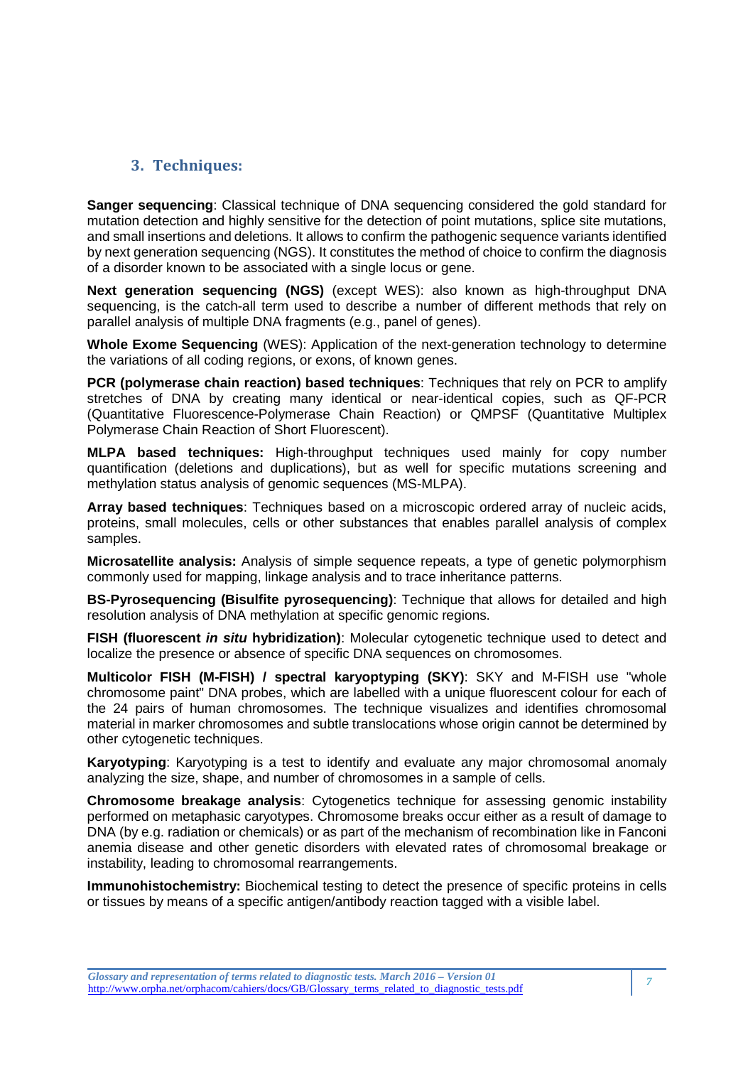## 3. Techniques:

**Sanger sequencing**: Classical technique of DNA sequencing considered the gold standard for mutation detection and highly sensitive for the detection of point mutations, splice site mutations, and small insertions and deletions. It allows to confirm the pathogenic sequence variants identified by next generation sequencing (NGS). It constitutes the method of choice to confirm the diagnosis of a disorder known to be associated with a single locus or gene.

**Next generation sequencing (NGS)** (except WES): also known as high-throughput DNA sequencing, is the catch-all term used to describe a number of different methods that rely on parallel analysis of multiple DNA fragments (e.g., panel of genes).

**Whole Exome Sequencing** (WES): Application of the next-generation technology to determine the variations of all coding regions, or exons, of known genes.

**PCR (polymerase chain reaction) based techniques**: Techniques that rely on PCR to amplify stretches of DNA by creating many identical or near-identical copies, such as QF-PCR (Quantitative Fluorescence-Polymerase Chain Reaction) or QMPSF (Quantitative Multiplex Polymerase Chain Reaction of Short Fluorescent).

**MLPA based techniques:** High-throughput techniques used mainly for copy number quantification (deletions and duplications), but as well for specific mutations screening and methylation status analysis of genomic sequences (MS-MLPA).

**Array based techniques**: Techniques based on a microscopic ordered array of nucleic acids, proteins, small molecules, cells or other substances that enables parallel analysis of complex samples.

**Microsatellite analysis:** Analysis of simple sequence repeats, a type of genetic polymorphism commonly used for mapping, linkage analysis and to trace inheritance patterns.

**BS-Pyrosequencing (Bisulfite pyrosequencing)**: Technique that allows for detailed and high resolution analysis of DNA methylation at specific genomic regions.

**FISH (fluorescent *in situ* hybridization)**: Molecular cytogenetic technique used to detect and localize the presence or absence of specific DNA sequences on chromosomes.

**Multicolor FISH (M-FISH) / spectral karyoptyping (SKY)**: SKY and M-FISH use "whole chromosome paint" DNA probes, which are labelled with a unique fluorescent colour for each of the 24 pairs of human chromosomes. The technique visualizes and identifies chromosomal material in marker chromosomes and subtle translocations whose origin cannot be determined by other cytogenetic techniques.

**Karyotyping**: Karyotyping is a test to identify and evaluate any major chromosomal anomaly analyzing the size, shape, and number of chromosomes in a sample of cells.

**Chromosome breakage analysis**: Cytogenetics technique for assessing genomic instability performed on metaphasic caryotypes. Chromosome breaks occur either as a result of damage to DNA (by e.g. radiation or chemicals) or as part of the mechanism of recombination like in Fanconi anemia disease and other genetic disorders with elevated rates of chromosomal breakage or instability, leading to chromosomal rearrangements.

**Immunohistochemistry:** Biochemical testing to detect the presence of specific proteins in cells or tissues by means of a specific antigen/antibody reaction tagged with a visible label.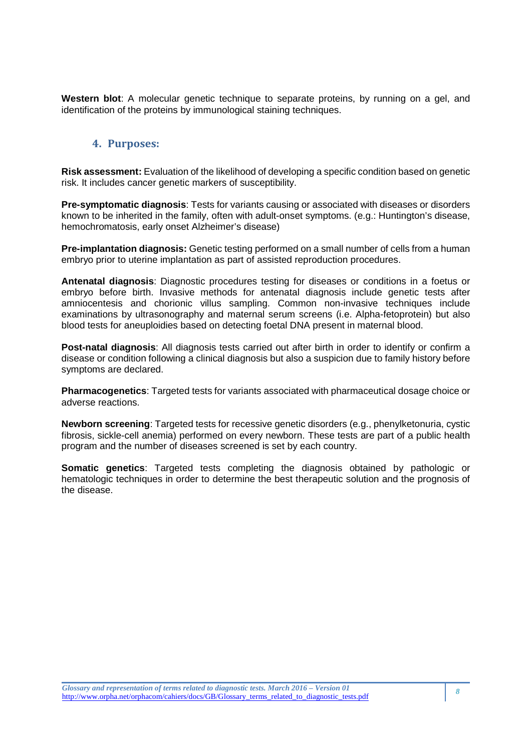**Western blot**: A molecular genetic technique to separate proteins, by running on a gel, and identification of the proteins by immunological staining techniques.

## 4. Purposes:

**Risk assessment:** Evaluation of the likelihood of developing a specific condition based on genetic risk. It includes cancer genetic markers of susceptibility.

**Pre-symptomatic diagnosis**: Tests for variants causing or associated with diseases or disorders known to be inherited in the family, often with adult-onset symptoms. (e.g.: Huntington's disease, hemochromatosis, early onset Alzheimer's disease)

**Pre-implantation diagnosis:** Genetic testing performed on a small number of cells from a human embryo prior to uterine implantation as part of assisted reproduction procedures.

**Antenatal diagnosis**: Diagnostic procedures testing for diseases or conditions in a foetus or embryo before birth. Invasive methods for antenatal diagnosis include genetic tests after amniocentesis and chorionic villus sampling. Common non-invasive techniques include examinations by ultrasonography and maternal serum screens (i.e. Alpha-fetoprotein) but also blood tests for aneuploidies based on detecting foetal DNA present in maternal blood.

**Post-natal diagnosis**: All diagnosis tests carried out after birth in order to identify or confirm a disease or condition following a clinical diagnosis but also a suspicion due to family history before symptoms are declared.

**Pharmacogenetics**: Targeted tests for variants associated with pharmaceutical dosage choice or adverse reactions.

**Newborn screening**: Targeted tests for recessive genetic disorders (e.g., phenylketonuria, cystic fibrosis, sickle-cell anemia) performed on every newborn. These tests are part of a public health program and the number of diseases screened is set by each country.

**Somatic genetics**: Targeted tests completing the diagnosis obtained by pathologic or hematologic techniques in order to determine the best therapeutic solution and the prognosis of the disease.